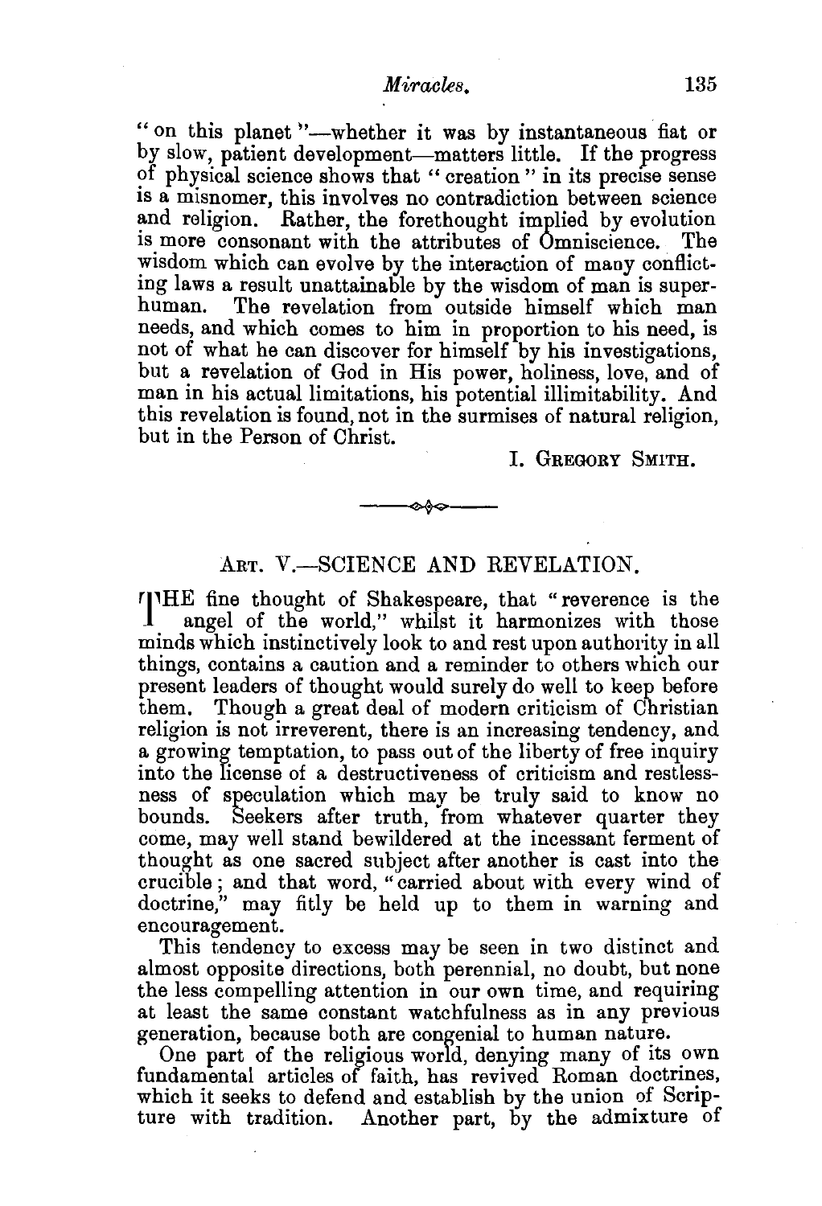"on this planet"—whether it was by instantaneous fiat or by slow, patient development—matters little. If the progress of physical science shows that "creation" in its precise sense is a misnomer, this involves no contradiction between science and religion. Rather, the forethought implied by evolution is more consonant with the attributes of Omniscience. The wisdom which can evolve by the interaction of many conflicting laws a result unattainable by the wisdom of man is superhuman. The revelation from outside himself which man needs, and which comes to him in proportion to his need, is not of what he can discover for himself by his investigations, but a revelation of God in His power, holiness, love, and of man in his actual limitations, his potential illimitability. And this revelation is found, not in the surmises of natural religion, but in the Person of Christ.

I. GREGORY SMITH.

---

## ART. V.—SCIENCE AND REVELATION.

THE fine thought of Shakespeare, that "reverence is the angel of the world," whilst it harmonizes with those minds which instinctively look to and rest upon authority in all things, contains a caution and a reminder to others which our present leaders of thought would surely do well to keep before them. Though a great deal of modern criticism of Christian religion is not irreverent, there is an increasing tendency, and a growing temptation, to pass out of the liberty of free inquiry into the license of a destructiveness of criticism and restlessness of speculation which may be truly said to know no bounds. Seekers after truth, from whatever quarter they come, may well stand bewildered at the incessant ferment of thought as one sacred subject after another is cast into the crucible; and that word, "carried about with every wind of doctrine," may fitly be held up to them in warning and encouragement.

This tendency to excess may be seen in two distinct and almost opposite directions, both perennial, no doubt, but none the less compelling attention in our own time, and requiring at least the same constant watchfulness as in any previous generation, because both are congenial to human nature.

One part of the religious world, denying many of its own fundamental articles of faith, has revived Roman doctrines, which it seeks to defend and establish by the union of Scripture with tradition. Another part, by the admixture of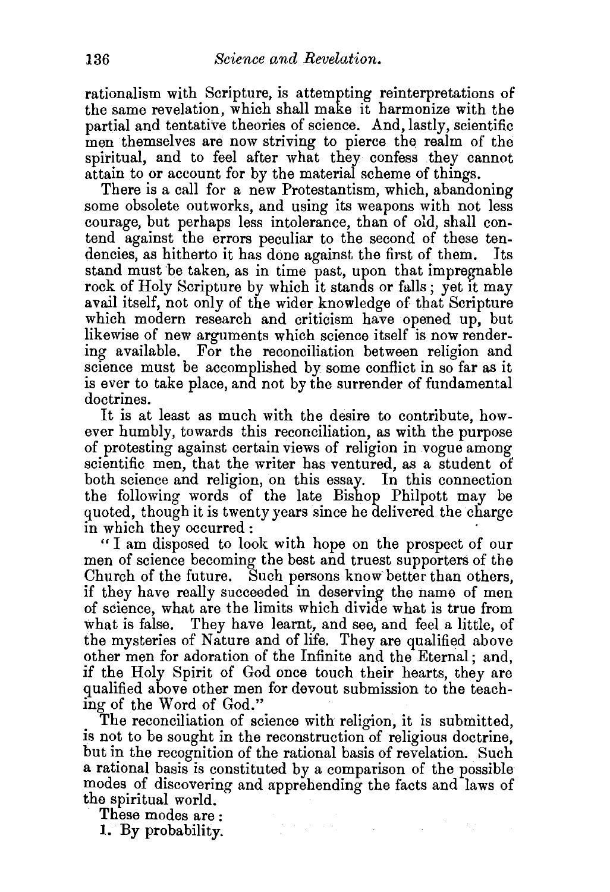rationalism with Scripture, is attempting reinterpretations of the same revelation, which shall make it harmonize with the partial and tentative theories of science. And, lastly, scientific men themselves are now striving to pierce the realm of the spiritual, and to feel after what they confess they cannot attain to or account for by the material scheme of things.

There is a call for a new Protestantism, which, abandoning some obsolete outworks, and using its weapons with not less courage, but perhaps less intolerance, than of old, shall contend against the errors peculiar to the second of these tendencies, as hitherto it has done against the first of them. Its stand must be taken, as in time past, upon that impregnable rock of Holy Scripture by which it stands or falls; yet it may avail itself, not only of the wider knowledge of that Scripture which modern research and criticism have opened up, but likewise of new arguments which science itself is now rendering available. For the reconciliation between religion and science must be accomplished by some conflict in so far as it is ever to take place, and not by the surrender of fundamental doctrines.

It is at least as much with the desire to contribute, however humbly, towards this reconciliation, as with the purpose of protesting against certain views of religion in vogue among scientific men, that the writer has ventured, as a student of both science and religion, on this essay. In this connection the following words of the late Bishop Philpott may be quoted, though it is twenty years since he delivered the charge in which they occurred:

"I am disposed to look with hope on the prospect of our men of science becoming the best and truest supporters of the Church of the future. Such persons know better than others, if they have really succeeded in deserving the name of men of science, what are the limits which divide what is true from what is false. They have learnt, and see, and feel a little, of the mysteries of Nature and of life. They are qualified above other men for adoration of the Infinite and the Eternal; and, if the Holy Spirit of God once touch their hearts, they are qualified above other men for devout submission to the teaching of the Word of God."

The reconciliation of science with religion, it is submitted, is not to be sought in the reconstruction of religious doctrine, but in the recognition of the rational basis of revelation. Such a rational basis is constituted by a comparison of the possible modes of discovering and apprehending the facts and laws of the spiritual world.

These modes are:

1. By probability.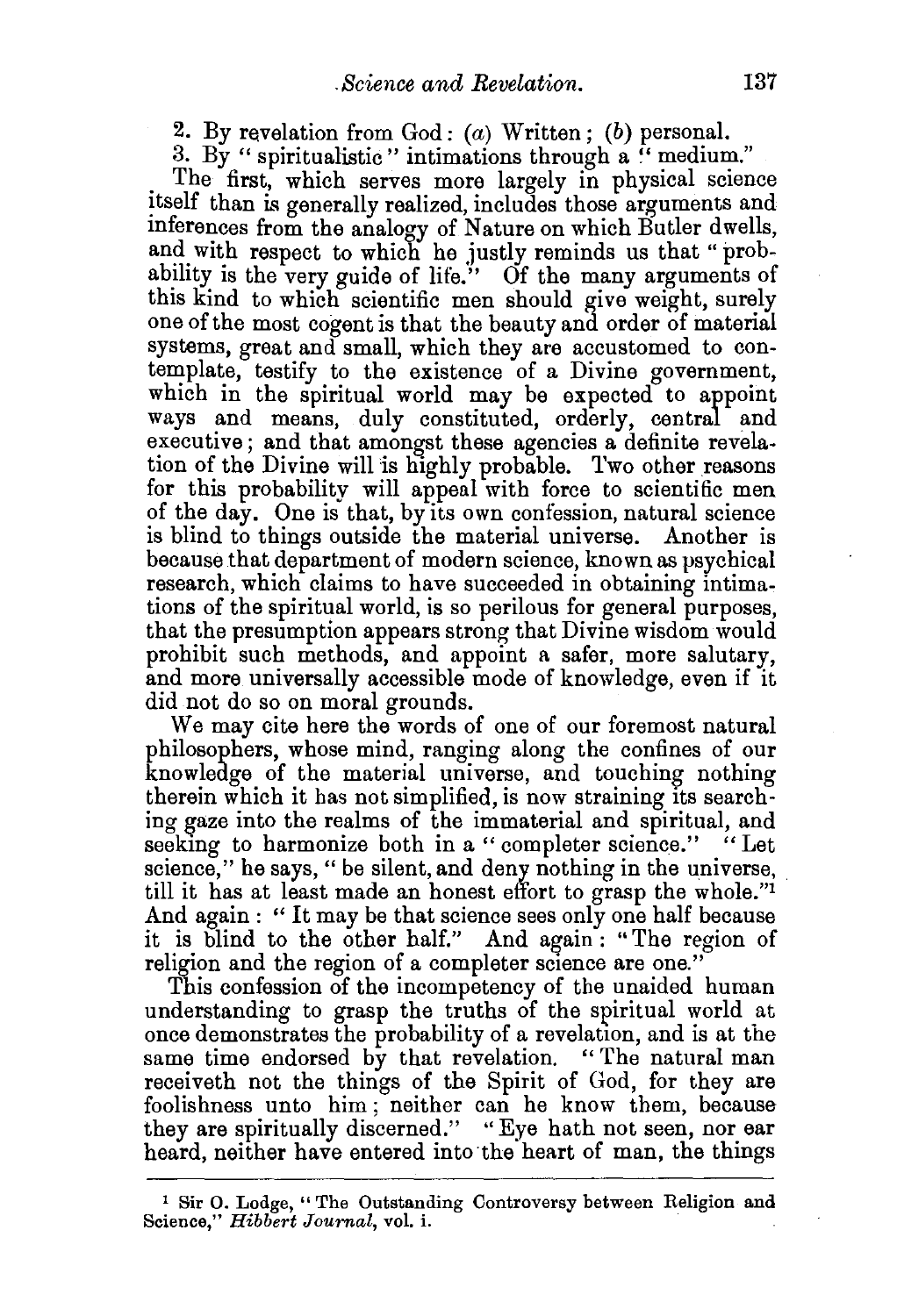2. By revelation from God: (*a*) Written; (*b*) personal.

3. By "spiritualistic" intimations through a "medium."

The first, which serves more largely in physical science itself than is generally realized, includes those arguments and inferences from the analogy of Nature on which Butler dwells, and with respect to which he justly reminds us that "probability is the very guide of life." Of the many arguments of this kind to which scientific men should give weight, surely one of the most cogent is that the beauty and order of material systems, great and small, which they are accustomed to contemplate, testify to the existence of a Divine government, which in the spiritual world may be expected to appoint ways and means, duly constituted, orderly, central and executive; and that amongst these agencies a definite revelation of the Divine will is highly probable. Two other reasons for this probability will appeal with force to scientific men of the day. One is that, by its own confession, natural science is blind to things outside the material universe. Another is because that department of modern science, known as psychical research, which claims to have succeeded in obtaining intimations of the spiritual world, is so perilous for general purposes, that the presumption appears strong that Divine wisdom would prohibit such methods, and appoint a safer, more salutary, and more universally accessible mode of knowledge, even if it did not do so on moral grounds.

We may cite here the words of one of our foremost natural philosophers, whose mind, ranging along the confines of our knowledge of the material universe, and touching nothing therein which it has not simplified, is now straining its searching gaze into the realms of the immaterial and spiritual, and seeking to harmonize both in a "completer science." "Let science," he says, "be silent, and deny nothing in the universe, till it has at least made an honest effort to grasp the whole."[1] And again: "It may be that science sees only one half because it is blind to the other half." And again: "The region of religion and the region of a completer science are one."

This confession of the incompetency of the unaided human understanding to grasp the truths of the spiritual world at once demonstrates the probability of a revelation, and is at the same time endorsed by that revelation. "The natural man receiveth not the things of the Spirit of God, for they are foolishness unto him; neither can he know them, because they are spiritually discerned." "Eye hath not seen, nor ear heard, neither have entered into the heart of man, the things

---

[1] Sir O. Lodge, "The Outstanding Controversy between Religion and Science," *Hibbert Journal*, vol. i.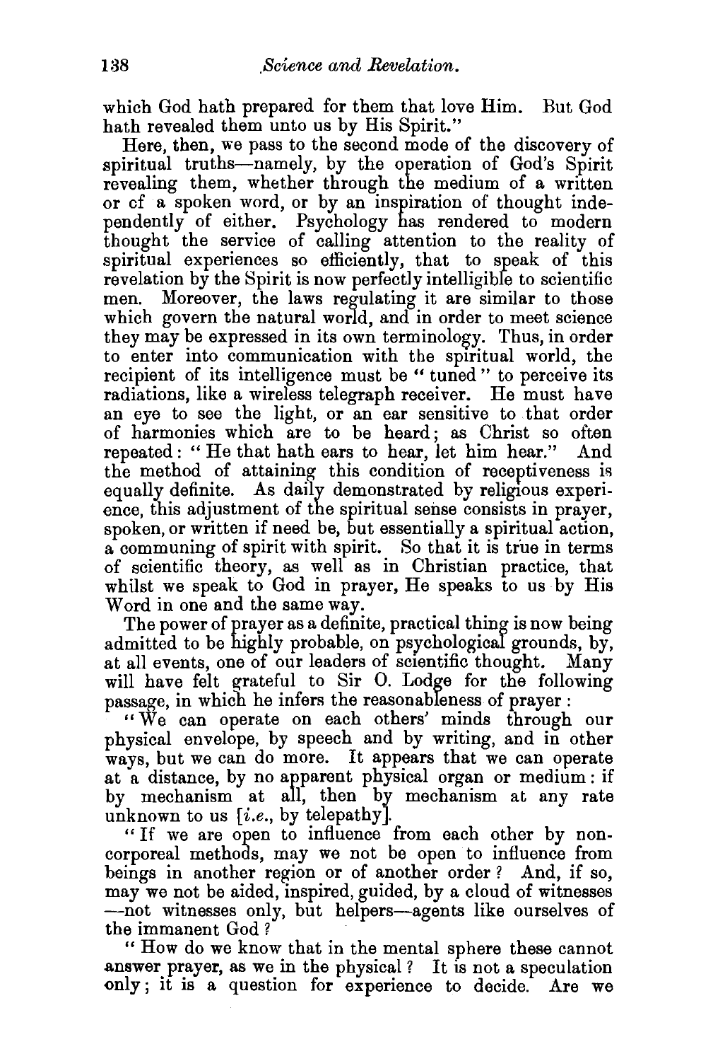which God hath prepared for them that love Him. But God hath revealed them unto us by His Spirit."

Here, then, we pass to the second mode of the discovery of spiritual truths—namely, by the operation of God's Spirit revealing them, whether through the medium of a written or of a spoken word, or by an inspiration of thought independently of either. Psychology has rendered to modern thought the service of calling attention to the reality of spiritual experiences so efficiently, that to speak of this revelation by the Spirit is now perfectly intelligible to scientific men. Moreover, the laws regulating it are similar to those which govern the natural world, and in order to meet science they may be expressed in its own terminology. Thus, in order to enter into communication with the spiritual world, the recipient of its intelligence must be "tuned" to perceive its radiations, like a wireless telegraph receiver. He must have an eye to see the light, or an ear sensitive to that order of harmonies which are to be heard; as Christ so often repeated: "He that hath ears to hear, let him hear." And the method of attaining this condition of receptiveness is equally definite. As daily demonstrated by religious experience, this adjustment of the spiritual sense consists in prayer, spoken, or written if need be, but essentially a spiritual action, a communing of spirit with spirit. So that it is true in terms of scientific theory, as well as in Christian practice, that whilst we speak to God in prayer, He speaks to us by His Word in one and the same way.

The power of prayer as a definite, practical thing is now being admitted to be highly probable, on psychological grounds, by, at all events, one of our leaders of scientific thought. Many will have felt grateful to Sir O. Lodge for the following passage, in which he infers the reasonableness of prayer:

"We can operate on each others' minds through our physical envelope, by speech and by writing, and in other ways, but we can do more. It appears that we can operate at a distance, by no apparent physical organ or medium: if by mechanism at all, then by mechanism at any rate unknown to us [*i.e.*, by telepathy].

"If we are open to influence from each other by non-corporeal methods, may we not be open to influence from beings in another region or of another order? And, if so, may we not be aided, inspired, guided, by a cloud of witnesses—not witnesses only, but helpers—agents like ourselves of the immanent God?

"How do we know that in the mental sphere these cannot answer prayer, as we in the physical? It is not a speculation only; it is a question for experience to decide. Are we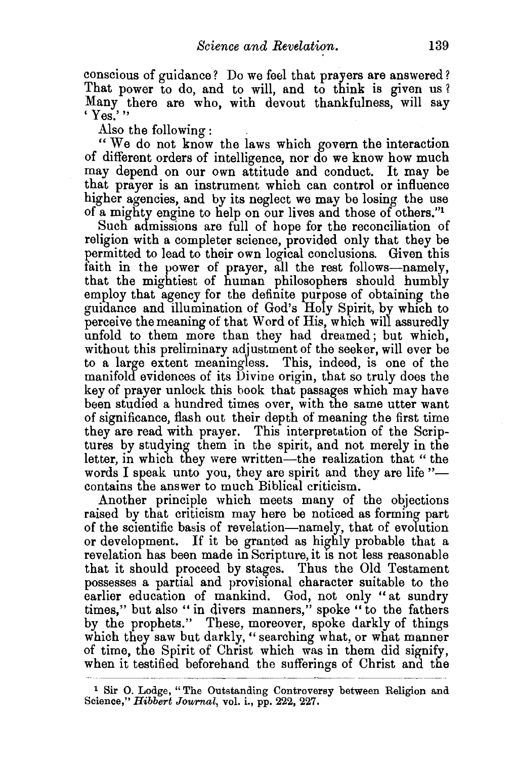conscious of guidance? Do we feel that prayers are answered? That power to do, and to will, and to think is given us? Many there are who, with devout thankfulness, will say 'Yes.'"

Also the following:

"We do not know the laws which govern the interaction of different orders of intelligence, nor do we know how much may depend on our own attitude and conduct. It may be that prayer is an instrument which can control or influence higher agencies, and by its neglect we may be losing the use of a mighty engine to help on our lives and those of others."[1]

Such admissions are full of hope for the reconciliation of religion with a completer science, provided only that they be permitted to lead to their own logical conclusions. Given this faith in the power of prayer, all the rest follows—namely, that the mightiest of human philosophers should humbly employ that agency for the definite purpose of obtaining the guidance and illumination of God's Holy Spirit, by which to perceive the meaning of that Word of His, which will assuredly unfold to them more than they had dreamed; but which, without this preliminary adjustment of the seeker, will ever be to a large extent meaningless. This, indeed, is one of the manifold evidences of its Divine origin, that so truly does the key of prayer unlock this book that passages which may have been studied a hundred times over, with the same utter want of significance, flash out their depth of meaning the first time they are read with prayer. This interpretation of the Scriptures by studying them in the spirit, and not merely in the letter, in which they were written—the realization that "the words I speak unto you, they are spirit and they are life"—contains the answer to much Biblical criticism.

Another principle which meets many of the objections raised by that criticism may here be noticed as forming part of the scientific basis of revelation—namely, that of evolution or development. If it be granted as highly probable that a revelation has been made in Scripture, it is not less reasonable that it should proceed by stages. Thus the Old Testament possesses a partial and provisional character suitable to the earlier education of mankind. God, not only "at sundry times," but also "in divers manners," spoke "to the fathers by the prophets." These, moreover, spoke darkly of things which they saw but darkly, "searching what, or what manner of time, the Spirit of Christ which was in them did signify, when it testified beforehand the sufferings of Christ and the

[1] Sir O. Lodge, "The Outstanding Controversy between Religion and Science," *Hibbert Journal*, vol. i., pp. 222, 227.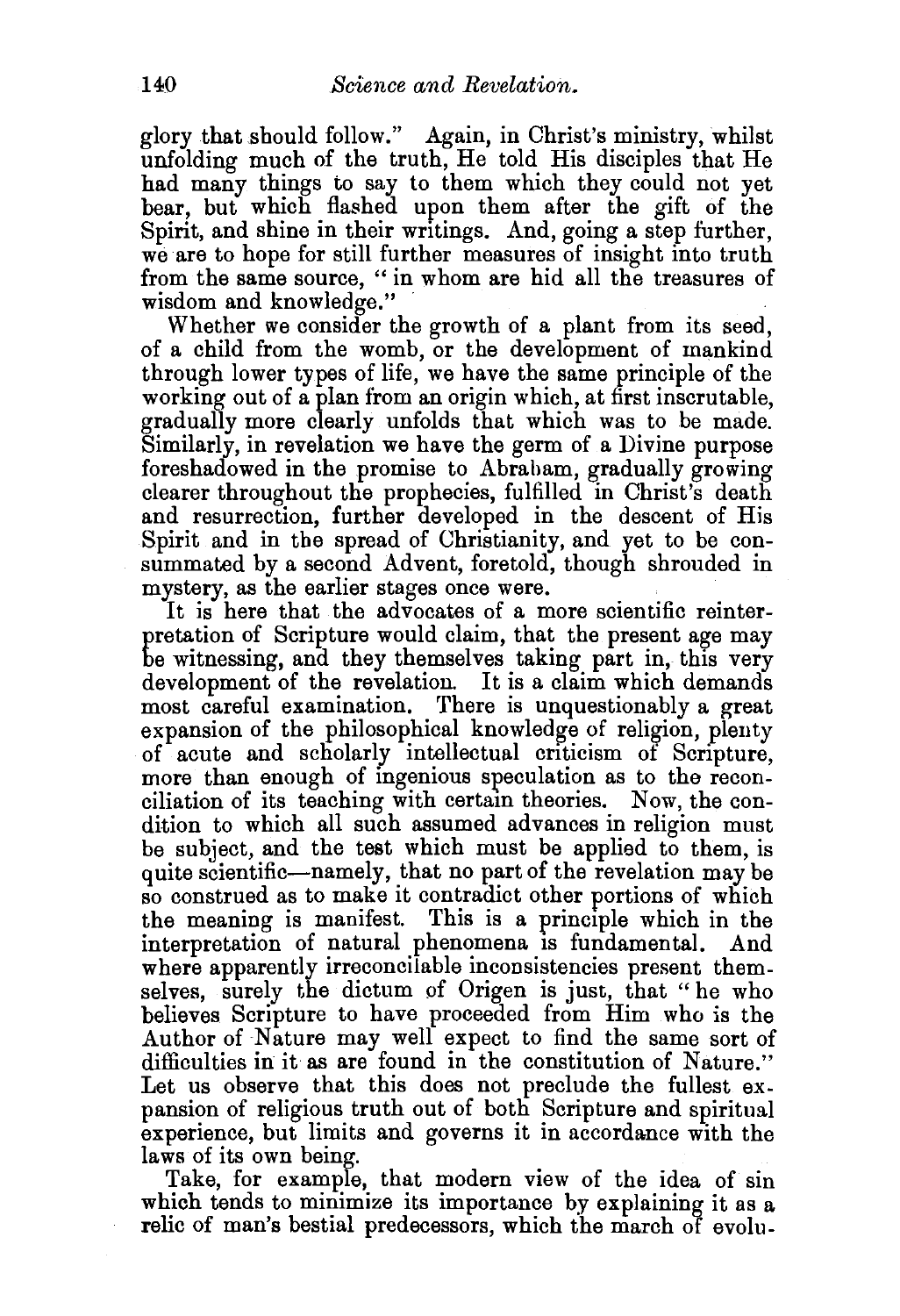glory that should follow." Again, in Christ's ministry, whilst unfolding much of the truth, He told His disciples that He had many things to say to them which they could not yet bear, but which flashed upon them after the gift of the Spirit, and shine in their writings. And, going a step further, we are to hope for still further measures of insight into truth from the same source, "in whom are hid all the treasures of wisdom and knowledge."

Whether we consider the growth of a plant from its seed, of a child from the womb, or the development of mankind through lower types of life, we have the same principle of the working out of a plan from an origin which, at first inscrutable, gradually more clearly unfolds that which was to be made. Similarly, in revelation we have the germ of a Divine purpose foreshadowed in the promise to Abraham, gradually growing clearer throughout the prophecies, fulfilled in Christ's death and resurrection, further developed in the descent of His Spirit and in the spread of Christianity, and yet to be consummated by a second Advent, foretold, though shrouded in mystery, as the earlier stages once were.

It is here that the advocates of a more scientific reinterpretation of Scripture would claim, that the present age may be witnessing, and they themselves taking part in, this very development of the revelation. It is a claim which demands most careful examination. There is unquestionably a great expansion of the philosophical knowledge of religion, plenty of acute and scholarly intellectual criticism of Scripture, more than enough of ingenious speculation as to the reconciliation of its teaching with certain theories. Now, the condition to which all such assumed advances in religion must be subject, and the test which must be applied to them, is quite scientific—namely, that no part of the revelation may be so construed as to make it contradict other portions of which the meaning is manifest. This is a principle which in the interpretation of natural phenomena is fundamental. And where apparently irreconcilable inconsistencies present themselves, surely the dictum of Origen is just, that "he who believes Scripture to have proceeded from Him who is the Author of Nature may well expect to find the same sort of difficulties in it as are found in the constitution of Nature." Let us observe that this does not preclude the fullest expansion of religious truth out of both Scripture and spiritual experience, but limits and governs it in accordance with the laws of its own being.

Take, for example, that modern view of the idea of sin which tends to minimize its importance by explaining it as a relic of man's bestial predecessors, which the march of evolu-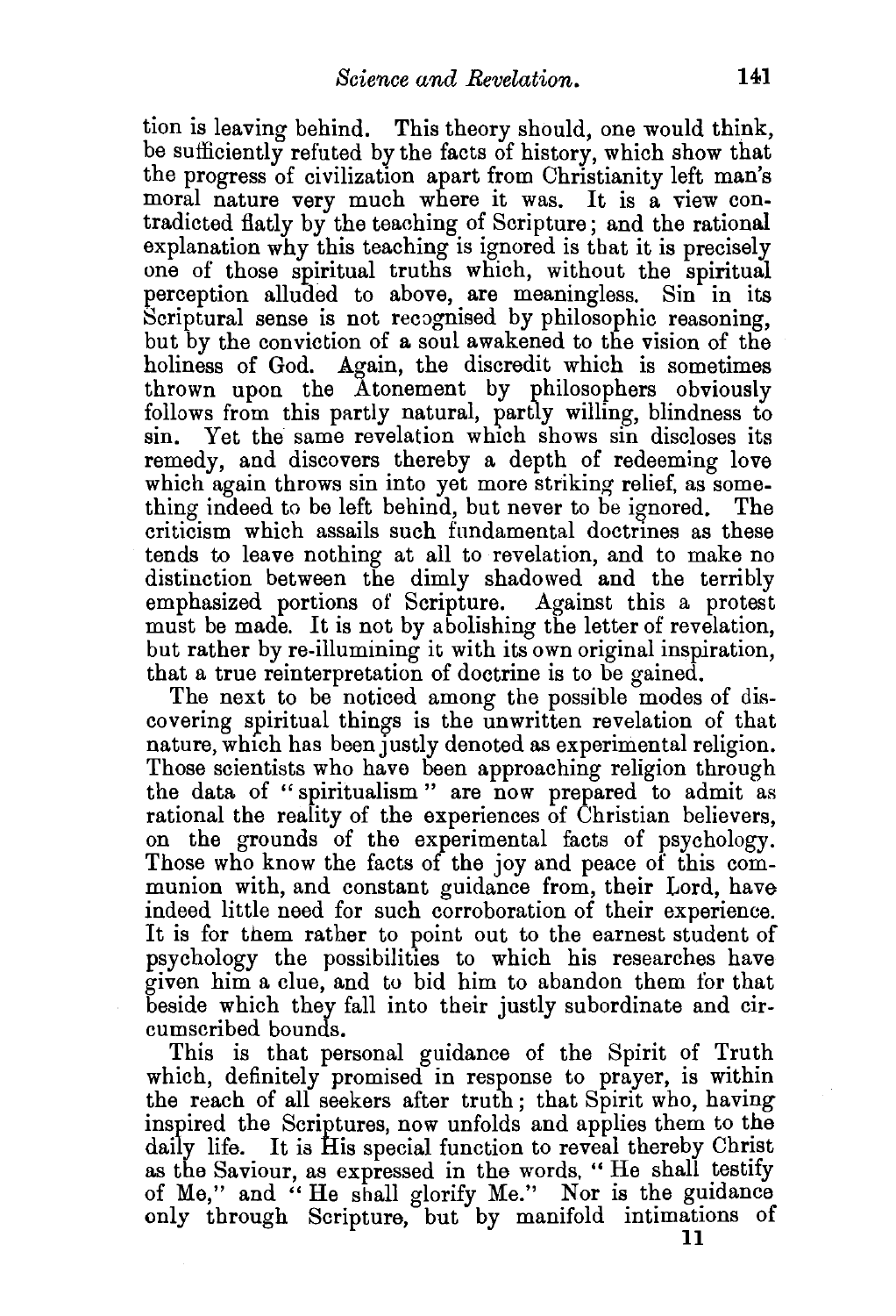tion is leaving behind. This theory should, one would think, be sufficiently refuted by the facts of history, which show that the progress of civilization apart from Christianity left man's moral nature very much where it was. It is a view contradicted flatly by the teaching of Scripture; and the rational explanation why this teaching is ignored is that it is precisely one of those spiritual truths which, without the spiritual perception alluded to above, are meaningless. Sin in its Scriptural sense is not recognised by philosophic reasoning, but by the conviction of a soul awakened to the vision of the holiness of God. Again, the discredit which is sometimes thrown upon the Atonement by philosophers obviously follows from this partly natural, partly willing, blindness to sin. Yet the same revelation which shows sin discloses its remedy, and discovers thereby a depth of redeeming love which again throws sin into yet more striking relief, as something indeed to be left behind, but never to be ignored. The criticism which assails such fundamental doctrines as these tends to leave nothing at all to revelation, and to make no distinction between the dimly shadowed and the terribly emphasized portions of Scripture. Against this a protest must be made. It is not by abolishing the letter of revelation, but rather by re-illumining it with its own original inspiration, that a true reinterpretation of doctrine is to be gained.

The next to be noticed among the possible modes of discovering spiritual things is the unwritten revelation of that nature, which has been justly denoted as experimental religion. Those scientists who have been approaching religion through the data of "spiritualism" are now prepared to admit as rational the reality of the experiences of Christian believers, on the grounds of the experimental facts of psychology. Those who know the facts of the joy and peace of this communion with, and constant guidance from, their Lord, have indeed little need for such corroboration of their experience. It is for them rather to point out to the earnest student of psychology the possibilities to which his researches have given him a clue, and to bid him to abandon them for that beside which they fall into their justly subordinate and circumscribed bounds.

This is that personal guidance of the Spirit of Truth which, definitely promised in response to prayer, is within the reach of all seekers after truth; that Spirit who, having inspired the Scriptures, now unfolds and applies them to the daily life. It is His special function to reveal thereby Christ as the Saviour, as expressed in the words, "He shall testify of Me," and "He shall glorify Me." Nor is the guidance only through Scripture, but by manifold intimations of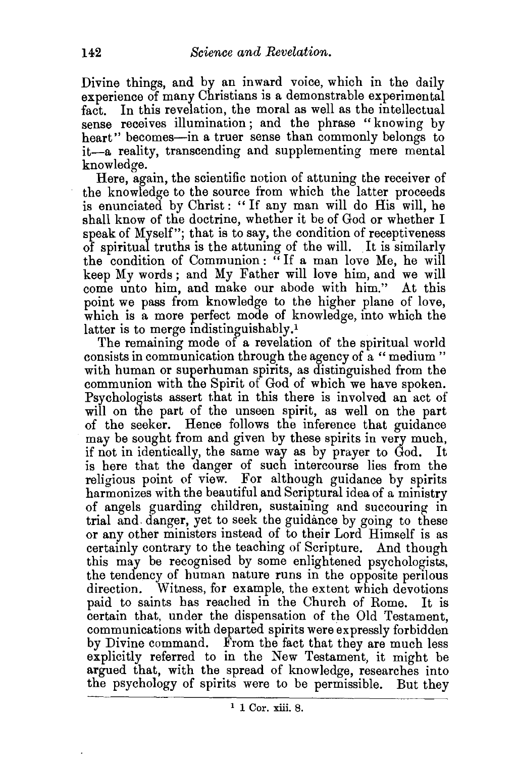Divine things, and by an inward voice, which in the daily experience of many Christians is a demonstrable experimental fact. In this revelation, the moral as well as the intellectual sense receives illumination; and the phrase "knowing by heart" becomes—in a truer sense than commonly belongs to it—a reality, transcending and supplementing mere mental knowledge.

Here, again, the scientific notion of attuning the receiver of the knowledge to the source from which the latter proceeds is enunciated by Christ: "If any man will do His will, he shall know of the doctrine, whether it be of God or whether I speak of Myself"; that is to say, the condition of receptiveness of spiritual truths is the attuning of the will. It is similarly the condition of Communion: "If a man love Me, he will keep My words; and My Father will love him, and we will come unto him, and make our abode with him." At this point we pass from knowledge to the higher plane of love, which is a more perfect mode of knowledge, into which the latter is to merge indistinguishably.[1]

The remaining mode of a revelation of the spiritual world consists in communication through the agency of a "medium" with human or superhuman spirits, as distinguished from the communion with the Spirit of God of which we have spoken. Psychologists assert that in this there is involved an act of will on the part of the unseen spirit, as well on the part of the seeker. Hence follows the inference that guidance may be sought from and given by these spirits in very much, if not in identically, the same way as by prayer to God. It is here that the danger of such intercourse lies from the religious point of view. For although guidance by spirits harmonizes with the beautiful and Scriptural idea of a ministry of angels guarding children, sustaining and succouring in trial and danger, yet to seek the guidance by going to these or any other ministers instead of to their Lord Himself is as certainly contrary to the teaching of Scripture. And though this may be recognised by some enlightened psychologists, the tendency of human nature runs in the opposite perilous direction. Witness, for example, the extent which devotions paid to saints has reached in the Church of Rome. It is certain that, under the dispensation of the Old Testament, communications with departed spirits were expressly forbidden by Divine command. From the fact that they are much less explicitly referred to in the New Testament, it might be argued that, with the spread of knowledge, researches into the psychology of spirits were to be permissible. But they

[1] 1 Cor. xiii. 8.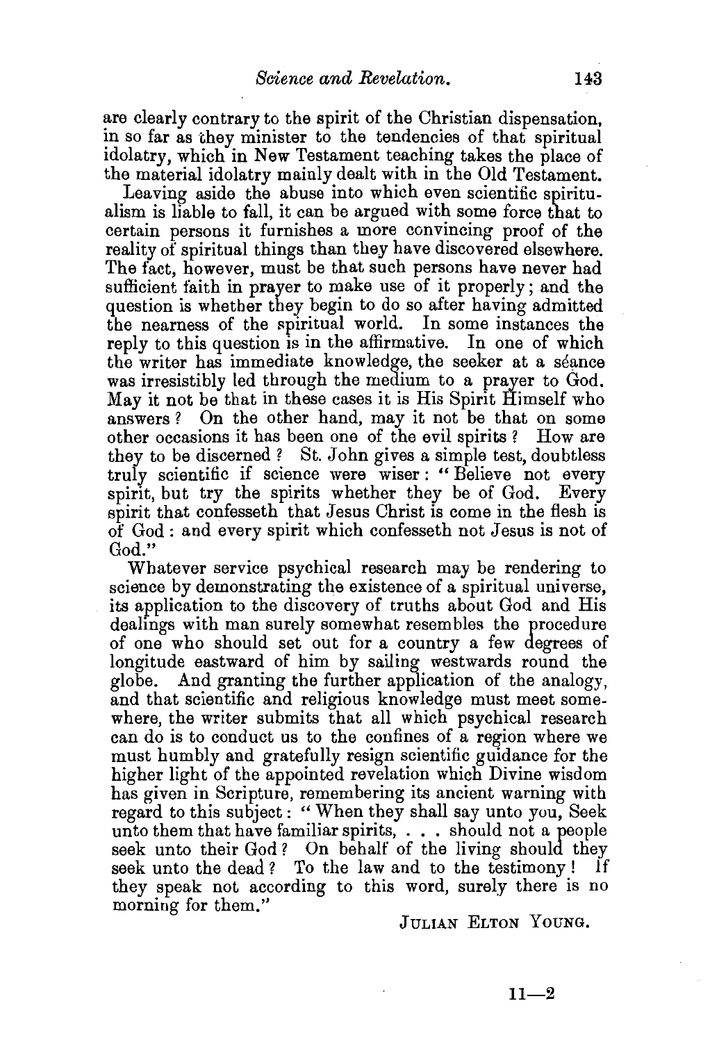are clearly contrary to the spirit of the Christian dispensation, in so far as they minister to the tendencies of that spiritual idolatry, which in New Testament teaching takes the place of the material idolatry mainly dealt with in the Old Testament.

Leaving aside the abuse into which even scientific spiritualism is liable to fall, it can be argued with some force that to certain persons it furnishes a more convincing proof of the reality of spiritual things than they have discovered elsewhere. The fact, however, must be that such persons have never had sufficient faith in prayer to make use of it properly; and the question is whether they begin to do so after having admitted the nearness of the spiritual world. In some instances the reply to this question is in the affirmative. In one of which the writer has immediate knowledge, the seeker at a séance was irresistibly led through the medium to a prayer to God. May it not be that in these cases it is His Spirit Himself who answers? On the other hand, may it not be that on some other occasions it has been one of the evil spirits? How are they to be discerned? St. John gives a simple test, doubtless truly scientific if science were wiser: "Believe not every spirit, but try the spirits whether they be of God. Every spirit that confesseth that Jesus Christ is come in the flesh is of God: and every spirit which confesseth not Jesus is not of God."

Whatever service psychical research may be rendering to science by demonstrating the existence of a spiritual universe, its application to the discovery of truths about God and His dealings with man surely somewhat resembles the procedure of one who should set out for a country a few degrees of longitude eastward of him by sailing westwards round the globe. And granting the further application of the analogy, and that scientific and religious knowledge must meet somewhere, the writer submits that all which psychical research can do is to conduct us to the confines of a region where we must humbly and gratefully resign scientific guidance for the higher light of the appointed revelation which Divine wisdom has given in Scripture, remembering its ancient warning with regard to this subject: "When they shall say unto you, Seek unto them that have familiar spirits, . . . should not a people seek unto their God? On behalf of the living should they seek unto the dead? To the law and to the testimony! If they speak not according to this word, surely there is no morning for them."

JULIAN ELTON YOUNG.